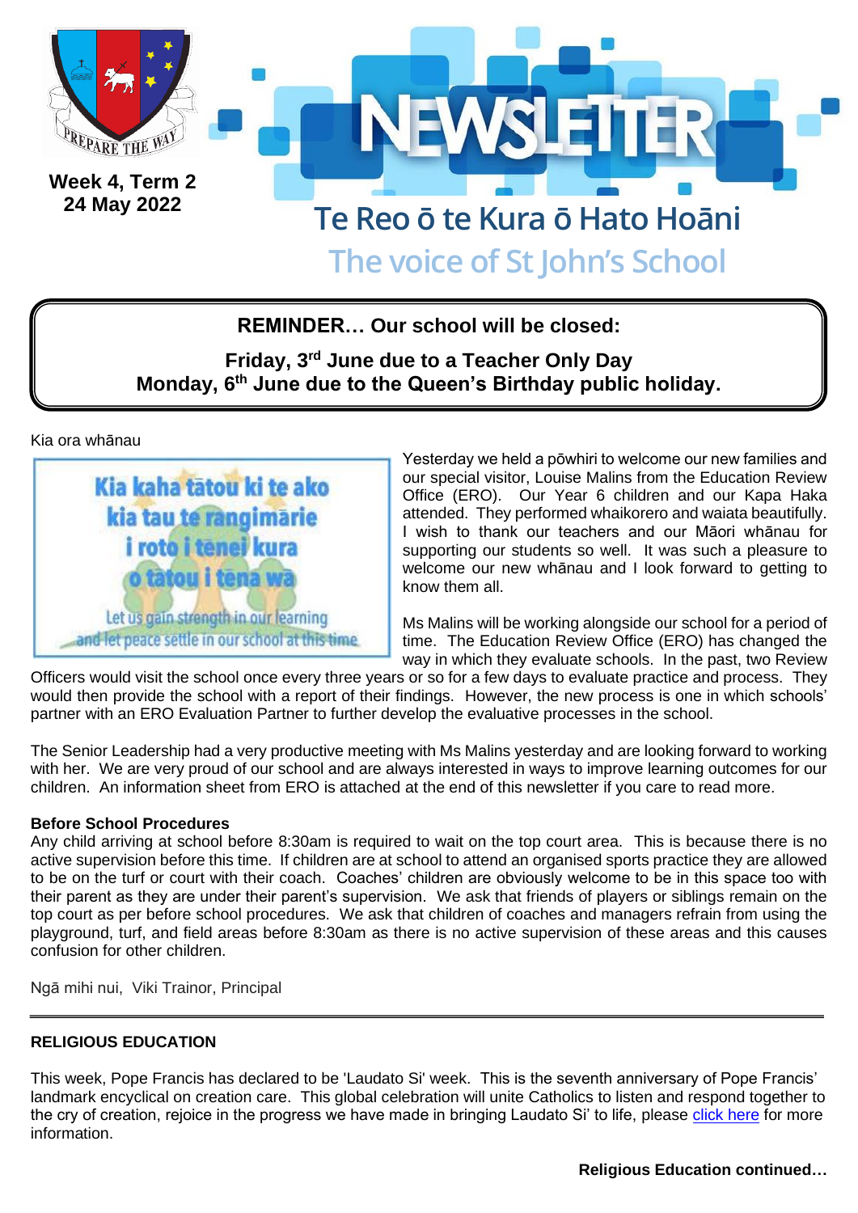PREPARE THE WAY

**Week 4, Term 2**
**24 May 2022**

# NEWSLETTER

## Te Reo ō te Kura ō Hato Hoāni

## The voice of St John's School

**REMINDER… Our school will be closed:**

**Friday, 3rd June due to a Teacher Only Day**
**Monday, 6th June due to the Queen's Birthday public holiday.**

Kia ora whānau

Kia kaha tātou ki te ako
kia tau te rangimārie
i roto i tēnei kura
o tātou i tēna wā

Let us gain strength in our learning
and let peace settle in our school at this time

Yesterday we held a pōwhiri to welcome our new families and our special visitor, Louise Malins from the Education Review Office (ERO). Our Year 6 children and our Kapa Haka attended. They performed whaikorero and waiata beautifully. I wish to thank our teachers and our Māori whānau for supporting our students so well. It was such a pleasure to welcome our new whānau and I look forward to getting to know them all.

Ms Malins will be working alongside our school for a period of time. The Education Review Office (ERO) has changed the way in which they evaluate schools. In the past, two Review Officers would visit the school once every three years or so for a few days to evaluate practice and process. They would then provide the school with a report of their findings. However, the new process is one in which schools' partner with an ERO Evaluation Partner to further develop the evaluative processes in the school.

The Senior Leadership had a very productive meeting with Ms Malins yesterday and are looking forward to working with her. We are very proud of our school and are always interested in ways to improve learning outcomes for our children. An information sheet from ERO is attached at the end of this newsletter if you care to read more.

**Before School Procedures**

Any child arriving at school before 8:30am is required to wait on the top court area. This is because there is no active supervision before this time. If children are at school to attend an organised sports practice they are allowed to be on the turf or court with their coach. Coaches' children are obviously welcome to be in this space too with their parent as they are under their parent's supervision. We ask that friends of players or siblings remain on the top court as per before school procedures. We ask that children of coaches and managers refrain from using the playground, turf, and field areas before 8:30am as there is no active supervision of these areas and this causes confusion for other children.

Ngā mihi nui, Viki Trainor, Principal

---

**RELIGIOUS EDUCATION**

This week, Pope Francis has declared to be 'Laudato Si' week. This is the seventh anniversary of Pope Francis' landmark encyclical on creation care. This global celebration will unite Catholics to listen and respond together to the cry of creation, rejoice in the progress we have made in bringing Laudato Si' to life, please click here for more information.

**Religious Education continued…**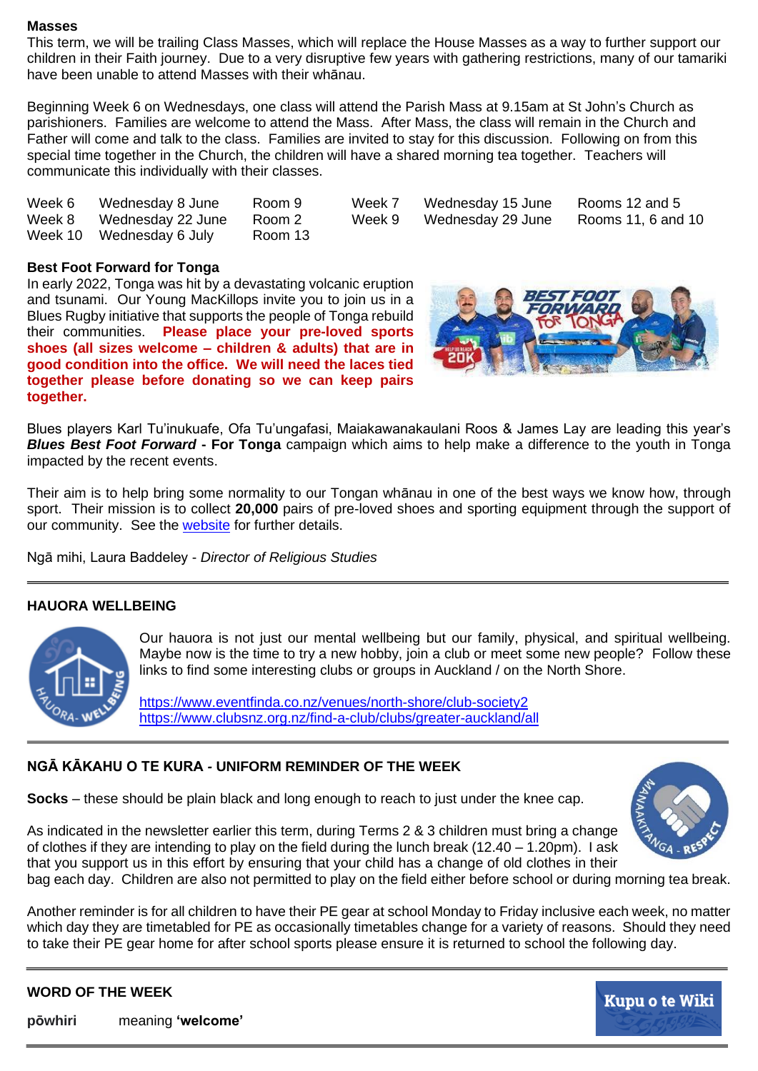## Masses

This term, we will be trailing Class Masses, which will replace the House Masses as a way to further support our children in their Faith journey. Due to a very disruptive few years with gathering restrictions, many of our tamariki have been unable to attend Masses with their whānau.

Beginning Week 6 on Wednesdays, one class will attend the Parish Mass at 9.15am at St John's Church as parishioners. Families are welcome to attend the Mass. After Mass, the class will remain in the Church and Father will come and talk to the class. Families are invited to stay for this discussion. Following on from this special time together in the Church, the children will have a shared morning tea together. Teachers will communicate this individually with their classes.

| | | | | | |
|---|---|---|---|---|---|
| Week 6 | Wednesday 8 June | Room 9 | Week 7 | Wednesday 15 June | Rooms 12 and 5 |
| Week 8 | Wednesday 22 June | Room 2 | Week 9 | Wednesday 29 June | Rooms 11, 6 and 10 |
| Week 10 | Wednesday 6 July | Room 13 | | | |

### Best Foot Forward for Tonga

In early 2022, Tonga was hit by a devastating volcanic eruption and tsunami. Our Young MacKillops invite you to join us in a Blues Rugby initiative that supports the people of Tonga rebuild their communities. **Please place your pre-loved sports shoes (all sizes welcome – children & adults) that are in good condition into the office. We will need the laces tied together please before donating so we can keep pairs together.**

Blues players Karl Tu'inukuafe, Ofa Tu'ungafasi, Maiakawanakaulani Roos & James Lay are leading this year's ***Blues Best Foot Forward* - For Tonga** campaign which aims to help make a difference to the youth in Tonga impacted by the recent events.

Their aim is to help bring some normality to our Tongan whānau in one of the best ways we know how, through sport. Their mission is to collect **20,000** pairs of pre-loved shoes and sporting equipment through the support of our community. See the website for further details.

Ngā mihi, Laura Baddeley - *Director of Religious Studies*

---

## HAUORA WELLBEING

Our hauora is not just our mental wellbeing but our family, physical, and spiritual wellbeing. Maybe now is the time to try a new hobby, join a club or meet some new people? Follow these links to find some interesting clubs or groups in Auckland / on the North Shore.

https://www.eventfinda.co.nz/venues/north-shore/club-society2
https://www.clubsnz.org.nz/find-a-club/clubs/greater-auckland/all

---

## NGĀ KĀKAHU O TE KURA - UNIFORM REMINDER OF THE WEEK

**Socks** – these should be plain black and long enough to reach to just under the knee cap.

As indicated in the newsletter earlier this term, during Terms 2 & 3 children must bring a change of clothes if they are intending to play on the field during the lunch break (12.40 – 1.20pm). I ask that you support us in this effort by ensuring that your child has a change of old clothes in their bag each day. Children are also not permitted to play on the field either before school or during morning tea break.

Another reminder is for all children to have their PE gear at school Monday to Friday inclusive each week, no matter which day they are timetabled for PE as occasionally timetables change for a variety of reasons. Should they need to take their PE gear home for after school sports please ensure it is returned to school the following day.

---

## WORD OF THE WEEK

**pōwhiri** meaning **'welcome'**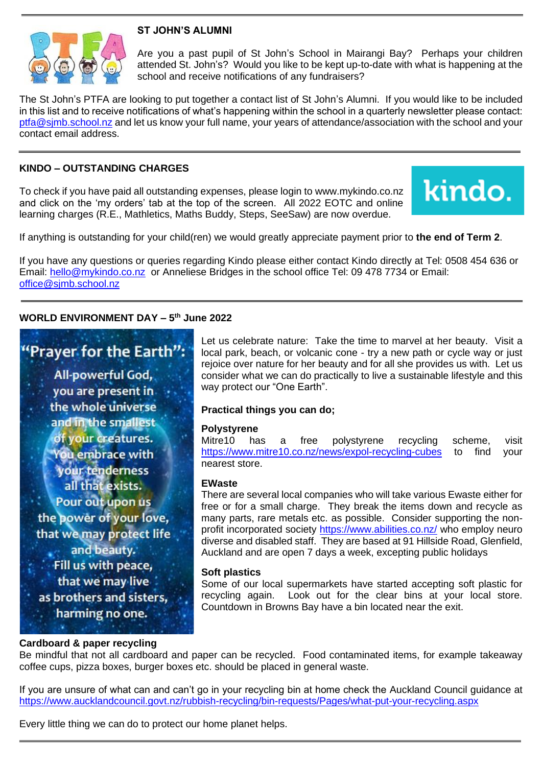## ST JOHN'S ALUMNI

Are you a past pupil of St John's School in Mairangi Bay? Perhaps your children attended St. John's? Would you like to be kept up-to-date with what is happening at the school and receive notifications of any fundraisers?

The St John's PTFA are looking to put together a contact list of St John's Alumni. If you would like to be included in this list and to receive notifications of what's happening within the school in a quarterly newsletter please contact: ptfa@sjmb.school.nz and let us know your full name, your years of attendance/association with the school and your contact email address.

---

## KINDO – OUTSTANDING CHARGES

To check if you have paid all outstanding expenses, please login to www.mykindo.co.nz and click on the 'my orders' tab at the top of the screen. All 2022 EOTC and online learning charges (R.E., Mathletics, Maths Buddy, Steps, SeeSaw) are now overdue.

If anything is outstanding for your child(ren) we would greatly appreciate payment prior to **the end of Term 2**.

If you have any questions or queries regarding Kindo please either contact Kindo directly at Tel: 0508 454 636 or Email: hello@mykindo.co.nz or Anneliese Bridges in the school office Tel: 09 478 7734 or Email: office@sjmb.school.nz

---

## WORLD ENVIRONMENT DAY – 5th June 2022

"Prayer for the Earth":

All-powerful God,
you are present in
the whole universe
and in the smallest
of your creatures.
You embrace with
your tenderness
all that exists.
Pour out upon us
the power of your love,
that we may protect life
and beauty.
Fill us with peace,
that we may live
as brothers and sisters,
harming no one.

Let us celebrate nature: Take the time to marvel at her beauty. Visit a local park, beach, or volcanic cone - try a new path or cycle way or just rejoice over nature for her beauty and for all she provides us with. Let us consider what we can do practically to live a sustainable lifestyle and this way protect our "One Earth".

**Practical things you can do;**

**Polystyrene**
Mitre10 has a free polystyrene recycling scheme, visit https://www.mitre10.co.nz/news/expol-recycling-cubes to find your nearest store.

**EWaste**
There are several local companies who will take various Ewaste either for free or for a small charge. They break the items down and recycle as many parts, rare metals etc. as possible. Consider supporting the non-profit incorporated society https://www.abilities.co.nz/ who employ neuro diverse and disabled staff. They are based at 91 Hillside Road, Glenfield, Auckland and are open 7 days a week, excepting public holidays

**Soft plastics**
Some of our local supermarkets have started accepting soft plastic for recycling again. Look out for the clear bins at your local store. Countdown in Browns Bay have a bin located near the exit.

**Cardboard & paper recycling**
Be mindful that not all cardboard and paper can be recycled. Food contaminated items, for example takeaway coffee cups, pizza boxes, burger boxes etc. should be placed in general waste.

If you are unsure of what can and can't go in your recycling bin at home check the Auckland Council guidance at https://www.aucklandcouncil.govt.nz/rubbish-recycling/bin-requests/Pages/what-put-your-recycling.aspx

Every little thing we can do to protect our home planet helps.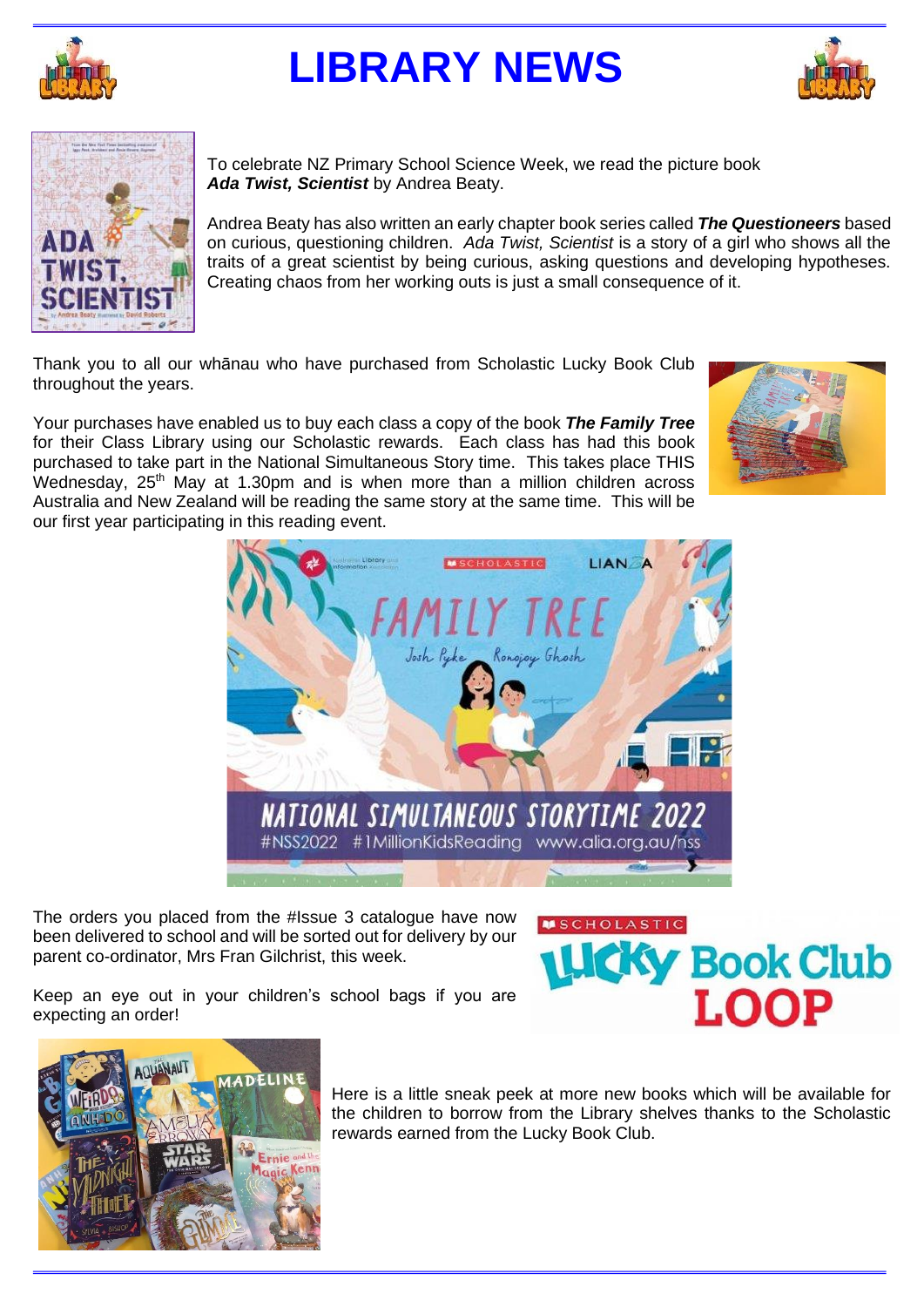# LIBRARY NEWS

To celebrate NZ Primary School Science Week, we read the picture book ***Ada Twist, Scientist*** by Andrea Beaty.

Andrea Beaty has also written an early chapter book series called ***The Questioneers*** based on curious, questioning children. *Ada Twist, Scientist* is a story of a girl who shows all the traits of a great scientist by being curious, asking questions and developing hypotheses. Creating chaos from her working outs is just a small consequence of it.

Thank you to all our whānau who have purchased from Scholastic Lucky Book Club throughout the years.

Your purchases have enabled us to buy each class a copy of the book ***The Family Tree*** for their Class Library using our Scholastic rewards. Each class has had this book purchased to take part in the National Simultaneous Story time. This takes place THIS Wednesday, 25th May at 1.30pm and is when more than a million children across Australia and New Zealand will be reading the same story at the same time. This will be our first year participating in this reading event.

The orders you placed from the #Issue 3 catalogue have now been delivered to school and will be sorted out for delivery by our parent co-ordinator, Mrs Fran Gilchrist, this week.

Keep an eye out in your children's school bags if you are expecting an order!

Here is a little sneak peek at more new books which will be available for the children to borrow from the Library shelves thanks to the Scholastic rewards earned from the Lucky Book Club.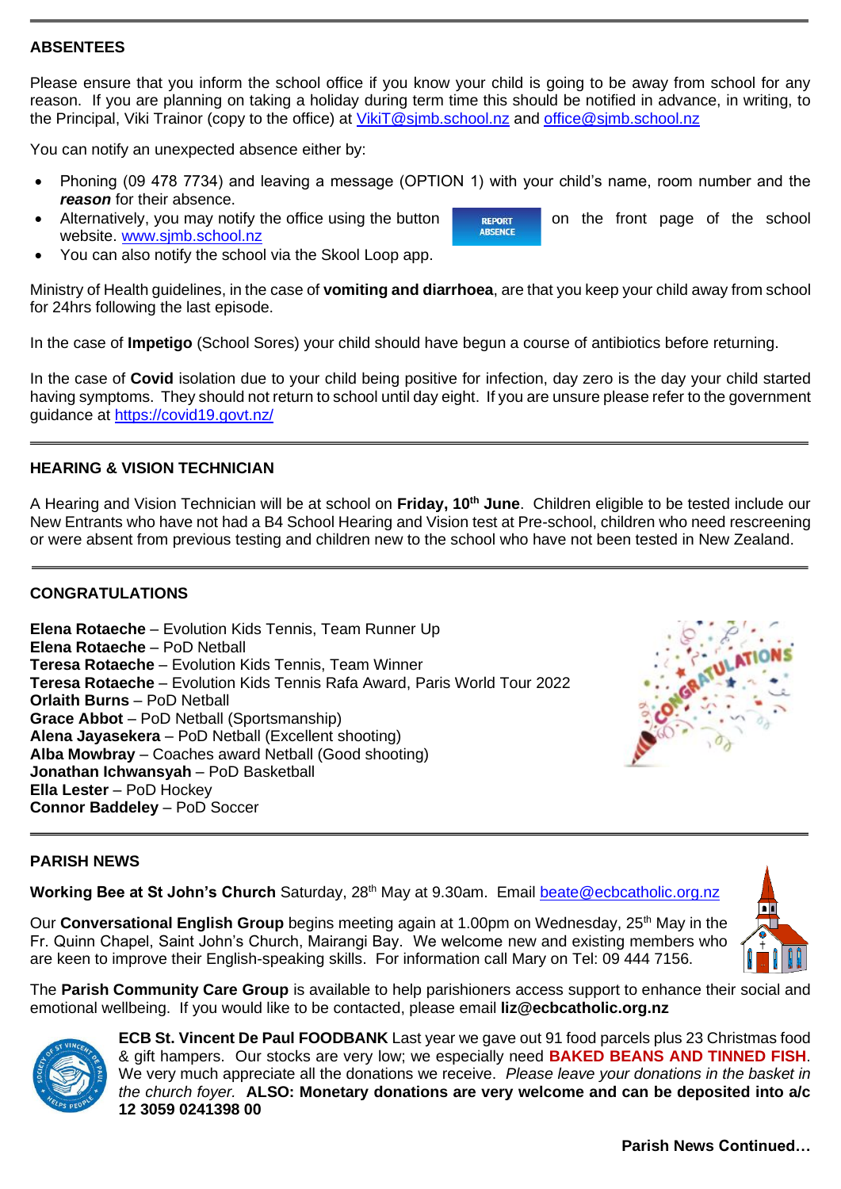## ABSENTEES

Please ensure that you inform the school office if you know your child is going to be away from school for any reason. If you are planning on taking a holiday during term time this should be notified in advance, in writing, to the Principal, Viki Trainor (copy to the office) at VikiT@sjmb.school.nz and office@sjmb.school.nz

You can notify an unexpected absence either by:

- Phoning (09 478 7734) and leaving a message (OPTION 1) with your child's name, room number and the ***reason*** for their absence.
- Alternatively, you may notify the office using the button REPORT ABSENCE on the front page of the school website. www.sjmb.school.nz
- You can also notify the school via the Skool Loop app.

Ministry of Health guidelines, in the case of **vomiting and diarrhoea**, are that you keep your child away from school for 24hrs following the last episode.

In the case of **Impetigo** (School Sores) your child should have begun a course of antibiotics before returning.

In the case of **Covid** isolation due to your child being positive for infection, day zero is the day your child started having symptoms. They should not return to school until day eight. If you are unsure please refer to the government guidance at https://covid19.govt.nz/

## HEARING & VISION TECHNICIAN

A Hearing and Vision Technician will be at school on **Friday, 10th June**. Children eligible to be tested include our New Entrants who have not had a B4 School Hearing and Vision test at Pre-school, children who need rescreening or were absent from previous testing and children new to the school who have not been tested in New Zealand.

## CONGRATULATIONS

**Elena Rotaeche** – Evolution Kids Tennis, Team Runner Up
**Elena Rotaeche** – PoD Netball
**Teresa Rotaeche** – Evolution Kids Tennis, Team Winner
**Teresa Rotaeche** – Evolution Kids Tennis Rafa Award, Paris World Tour 2022
**Orlaith Burns** – PoD Netball
**Grace Abbot** – PoD Netball (Sportsmanship)
**Alena Jayasekera** – PoD Netball (Excellent shooting)
**Alba Mowbray** – Coaches award Netball (Good shooting)
**Jonathan Ichwansyah** – PoD Basketball
**Ella Lester** – PoD Hockey
**Connor Baddeley** – PoD Soccer

## PARISH NEWS

**Working Bee at St John's Church** Saturday, 28th May at 9.30am. Email beate@ecbcatholic.org.nz

Our **Conversational English Group** begins meeting again at 1.00pm on Wednesday, 25th May in the Fr. Quinn Chapel, Saint John's Church, Mairangi Bay. We welcome new and existing members who are keen to improve their English-speaking skills. For information call Mary on Tel: 09 444 7156.

The **Parish Community Care Group** is available to help parishioners access support to enhance their social and emotional wellbeing. If you would like to be contacted, please email **liz@ecbcatholic.org.nz**

**ECB St. Vincent De Paul FOODBANK** Last year we gave out 91 food parcels plus 23 Christmas food & gift hampers. Our stocks are very low; we especially need **BAKED BEANS AND TINNED FISH**. We very much appreciate all the donations we receive. *Please leave your donations in the basket in the church foyer.* **ALSO: Monetary donations are very welcome and can be deposited into a/c 12 3059 0241398 00**

**Parish News Continued…**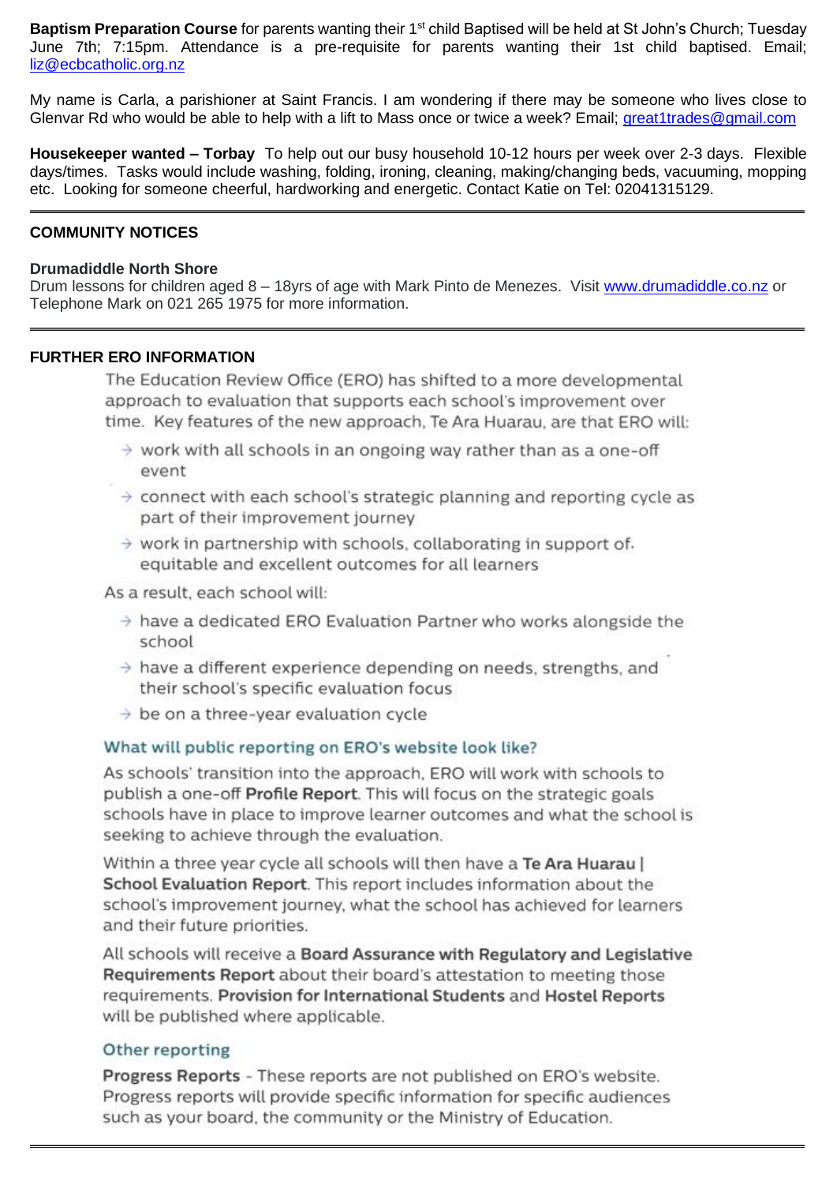**Baptism Preparation Course** for parents wanting their 1st child Baptised will be held at St John's Church; Tuesday June 7th; 7:15pm. Attendance is a pre-requisite for parents wanting their 1st child baptised. Email; liz@ecbcatholic.org.nz

My name is Carla, a parishioner at Saint Francis. I am wondering if there may be someone who lives close to Glenvar Rd who would be able to help with a lift to Mass once or twice a week? Email; great1trades@gmail.com

**Housekeeper wanted – Torbay** To help out our busy household 10-12 hours per week over 2-3 days. Flexible days/times. Tasks would include washing, folding, ironing, cleaning, making/changing beds, vacuuming, mopping etc. Looking for someone cheerful, hardworking and energetic. Contact Katie on Tel: 02041315129.

---

## COMMUNITY NOTICES

**Drumadiddle North Shore**
Drum lessons for children aged 8 – 18yrs of age with Mark Pinto de Menezes. Visit www.drumadiddle.co.nz or Telephone Mark on 021 265 1975 for more information.

---

## FURTHER ERO INFORMATION

The Education Review Office (ERO) has shifted to a more developmental approach to evaluation that supports each school's improvement over time. Key features of the new approach, Te Ara Huarau, are that ERO will:

- work with all schools in an ongoing way rather than as a one-off event
- connect with each school's strategic planning and reporting cycle as part of their improvement journey
- work in partnership with schools, collaborating in support of. equitable and excellent outcomes for all learners

As a result, each school will:

- have a dedicated ERO Evaluation Partner who works alongside the school
- have a different experience depending on needs, strengths, and their school's specific evaluation focus
- be on a three-year evaluation cycle

### What will public reporting on ERO's website look like?

As schools' transition into the approach, ERO will work with schools to publish a one-off **Profile Report**. This will focus on the strategic goals schools have in place to improve learner outcomes and what the school is seeking to achieve through the evaluation.

Within a three year cycle all schools will then have a **Te Ara Huarau | School Evaluation Report**. This report includes information about the school's improvement journey, what the school has achieved for learners and their future priorities.

All schools will receive a **Board Assurance with Regulatory and Legislative Requirements Report** about their board's attestation to meeting those requirements. **Provision for International Students** and **Hostel Reports** will be published where applicable.

### Other reporting

**Progress Reports** - These reports are not published on ERO's website. Progress reports will provide specific information for specific audiences such as your board, the community or the Ministry of Education.